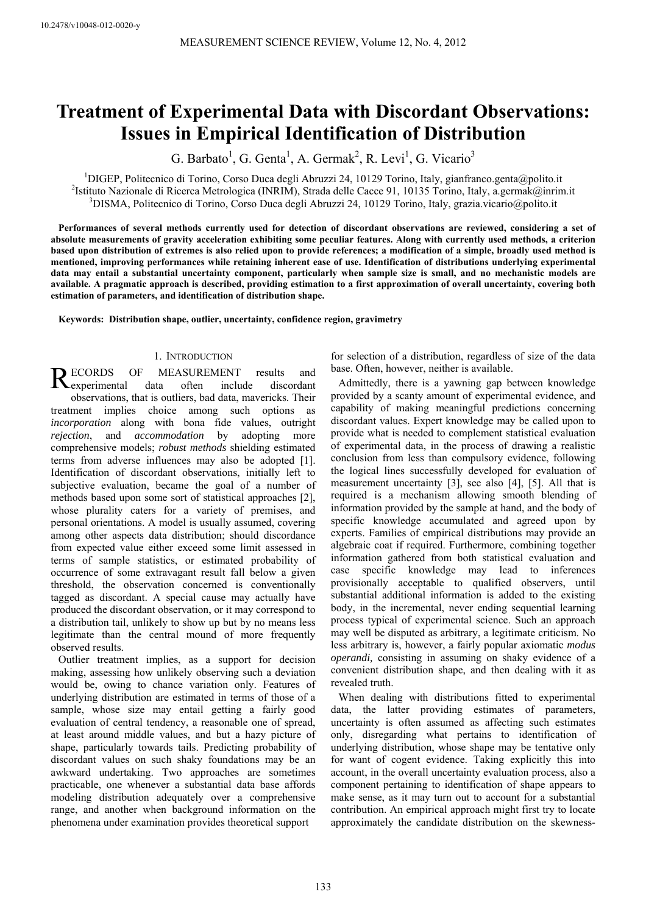# Treatment of Experimental Data with Discordant Observations: Issues in Empirical Identification of Distribution

G. Barbato[1], G. Genta[1], A. Germak[2], R. Levi[1], G. Vicario[3]

[1]DIGEP, Politecnico di Torino, Corso Duca degli Abruzzi 24, 10129 Torino, Italy, gianfranco.genta@polito.it
[2]Istituto Nazionale di Ricerca Metrologica (INRIM), Strada delle Cacce 91, 10135 Torino, Italy, a.germak@inrim.it
[3]DISMA, Politecnico di Torino, Corso Duca degli Abruzzi 24, 10129 Torino, Italy, grazia.vicario@polito.it

**Performances of several methods currently used for detection of discordant observations are reviewed, considering a set of absolute measurements of gravity acceleration exhibiting some peculiar features. Along with currently used methods, a criterion based upon distribution of extremes is also relied upon to provide references; a modification of a simple, broadly used method is mentioned, improving performances while retaining inherent ease of use. Identification of distributions underlying experimental data may entail a substantial uncertainty component, particularly when sample size is small, and no mechanistic models are available. A pragmatic approach is described, providing estimation to a first approximation of overall uncertainty, covering both estimation of parameters, and identification of distribution shape.**

**Keywords: Distribution shape, outlier, uncertainty, confidence region, gravimetry**

## 1. Introduction

Records of measurement results and experimental data often include discordant observations, that is outliers, bad data, mavericks. Their treatment implies choice among such options as *incorporation* along with bona fide values, outright *rejection*, and *accommodation* by adopting more comprehensive models; *robust methods* shielding estimated terms from adverse influences may also be adopted [1]. Identification of discordant observations, initially left to subjective evaluation, became the goal of a number of methods based upon some sort of statistical approaches [2], whose plurality caters for a variety of premises, and personal orientations. A model is usually assumed, covering among other aspects data distribution; should discordance from expected value either exceed some limit assessed in terms of sample statistics, or estimated probability of occurrence of some extravagant result fall below a given threshold, the observation concerned is conventionally tagged as discordant. A special cause may actually have produced the discordant observation, or it may correspond to a distribution tail, unlikely to show up but by no means less legitimate than the central mound of more frequently observed results.

Outlier treatment implies, as a support for decision making, assessing how unlikely observing such a deviation would be, owing to chance variation only. Features of underlying distribution are estimated in terms of those of a sample, whose size may entail getting a fairly good evaluation of central tendency, a reasonable one of spread, at least around middle values, and but a hazy picture of shape, particularly towards tails. Predicting probability of discordant values on such shaky foundations may be an awkward undertaking. Two approaches are sometimes practicable, one whenever a substantial data base affords modeling distribution adequately over a comprehensive range, and another when background information on the phenomena under examination provides theoretical support for selection of a distribution, regardless of size of the data base. Often, however, neither is available.

Admittedly, there is a yawning gap between knowledge provided by a scanty amount of experimental evidence, and capability of making meaningful predictions concerning discordant values. Expert knowledge may be called upon to provide what is needed to complement statistical evaluation of experimental data, in the process of drawing a realistic conclusion from less than compulsory evidence, following the logical lines successfully developed for evaluation of measurement uncertainty [3], see also [4], [5]. All that is required is a mechanism allowing smooth blending of information provided by the sample at hand, and the body of specific knowledge accumulated and agreed upon by experts. Families of empirical distributions may provide an algebraic coat if required. Furthermore, combining together information gathered from both statistical evaluation and case specific knowledge may lead to inferences provisionally acceptable to qualified observers, until substantial additional information is added to the existing body, in the incremental, never ending sequential learning process typical of experimental science. Such an approach may well be disputed as arbitrary, a legitimate criticism. No less arbitrary is, however, a fairly popular axiomatic *modus operandi,* consisting in assuming on shaky evidence of a convenient distribution shape, and then dealing with it as revealed truth.

When dealing with distributions fitted to experimental data, the latter providing estimates of parameters, uncertainty is often assumed as affecting such estimates only, disregarding what pertains to identification of underlying distribution, whose shape may be tentative only for want of cogent evidence. Taking explicitly this into account, in the overall uncertainty evaluation process, also a component pertaining to identification of shape appears to make sense, as it may turn out to account for a substantial contribution. An empirical approach might first try to locate approximately the candidate distribution on the skewness-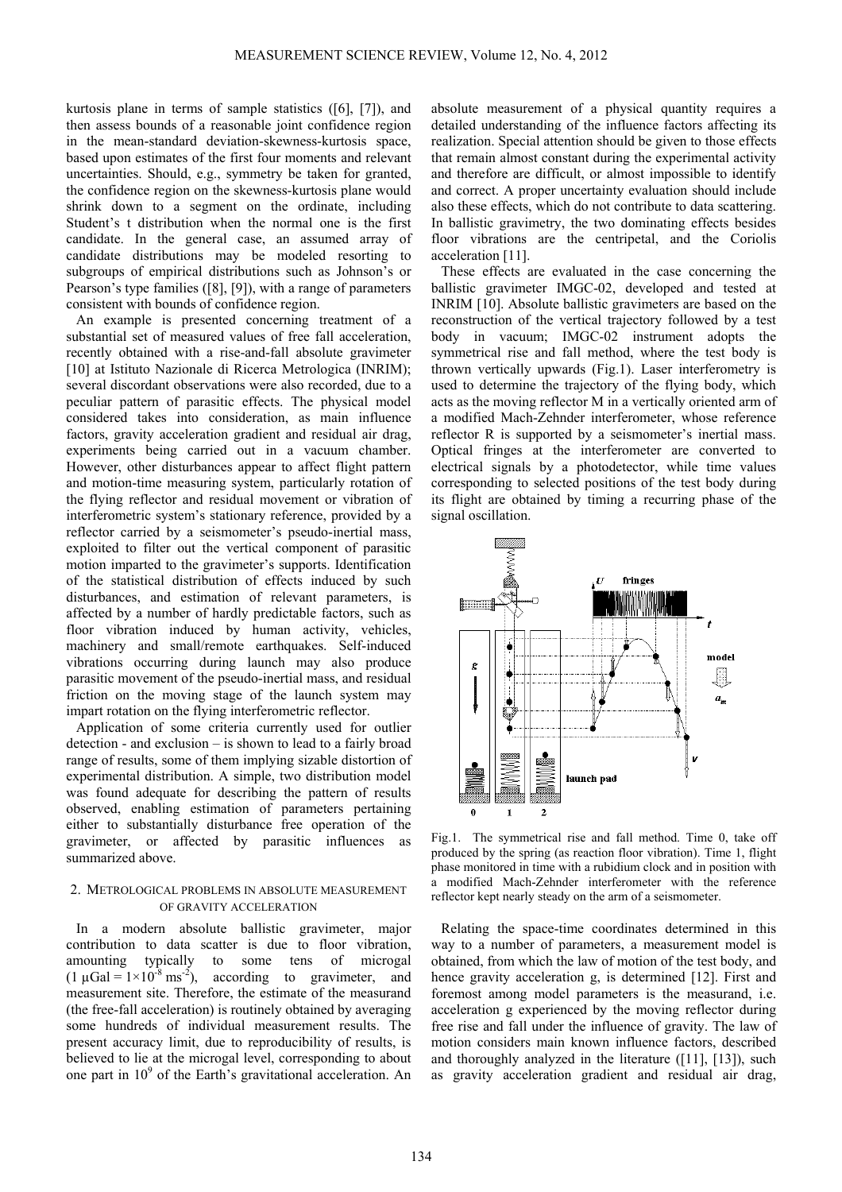kurtosis plane in terms of sample statistics ([6], [7]), and then assess bounds of a reasonable joint confidence region in the mean-standard deviation-skewness-kurtosis space, based upon estimates of the first four moments and relevant uncertainties. Should, e.g., symmetry be taken for granted, the confidence region on the skewness-kurtosis plane would shrink down to a segment on the ordinate, including Student's t distribution when the normal one is the first candidate. In the general case, an assumed array of candidate distributions may be modeled resorting to subgroups of empirical distributions such as Johnson's or Pearson's type families ([8], [9]), with a range of parameters consistent with bounds of confidence region.

An example is presented concerning treatment of a substantial set of measured values of free fall acceleration, recently obtained with a rise-and-fall absolute gravimeter [10] at Istituto Nazionale di Ricerca Metrologica (INRIM); several discordant observations were also recorded, due to a peculiar pattern of parasitic effects. The physical model considered takes into consideration, as main influence factors, gravity acceleration gradient and residual air drag, experiments being carried out in a vacuum chamber. However, other disturbances appear to affect flight pattern and motion-time measuring system, particularly rotation of the flying reflector and residual movement or vibration of interferometric system's stationary reference, provided by a reflector carried by a seismometer's pseudo-inertial mass, exploited to filter out the vertical component of parasitic motion imparted to the gravimeter's supports. Identification of the statistical distribution of effects induced by such disturbances, and estimation of relevant parameters, is affected by a number of hardly predictable factors, such as floor vibration induced by human activity, vehicles, machinery and small/remote earthquakes. Self-induced vibrations occurring during launch may also produce parasitic movement of the pseudo-inertial mass, and residual friction on the moving stage of the launch system may impart rotation on the flying interferometric reflector.

Application of some criteria currently used for outlier detection - and exclusion – is shown to lead to a fairly broad range of results, some of them implying sizable distortion of experimental distribution. A simple, two distribution model was found adequate for describing the pattern of results observed, enabling estimation of parameters pertaining either to substantially disturbance free operation of the gravimeter, or affected by parasitic influences as summarized above.

## 2. Metrological problems in absolute measurement of gravity acceleration

In a modern absolute ballistic gravimeter, major contribution to data scatter is due to floor vibration, amounting typically to some tens of microgal ($1\ \mu\text{Gal} = 1\times10^{-8}\ \text{ms}^{-2}$), according to gravimeter, and measurement site. Therefore, the estimate of the measurand (the free-fall acceleration) is routinely obtained by averaging some hundreds of individual measurement results. The present accuracy limit, due to reproducibility of results, is believed to lie at the microgal level, corresponding to about one part in $10^9$ of the Earth's gravitational acceleration. An absolute measurement of a physical quantity requires a detailed understanding of the influence factors affecting its realization. Special attention should be given to those effects that remain almost constant during the experimental activity and therefore are difficult, or almost impossible to identify and correct. A proper uncertainty evaluation should include also these effects, which do not contribute to data scattering. In ballistic gravimetry, the two dominating effects besides floor vibrations are the centripetal, and the Coriolis acceleration [11].

These effects are evaluated in the case concerning the ballistic gravimeter IMGC-02, developed and tested at INRIM [10]. Absolute ballistic gravimeters are based on the reconstruction of the vertical trajectory followed by a test body in vacuum; IMGC-02 instrument adopts the symmetrical rise and fall method, where the test body is thrown vertically upwards (Fig.1). Laser interferometry is used to determine the trajectory of the flying body, which acts as the moving reflector M in a vertically oriented arm of a modified Mach-Zehnder interferometer, whose reference reflector R is supported by a seismometer's inertial mass. Optical fringes at the interferometer are converted to electrical signals by a photodetector, while time values corresponding to selected positions of the test body during its flight are obtained by timing a recurring phase of the signal oscillation.

U
fringes
t
g
model
$a_m$
launch pad
v
0
1
2

Fig.1. The symmetrical rise and fall method. Time 0, take off produced by the spring (as reaction floor vibration). Time 1, flight phase monitored in time with a rubidium clock and in position with a modified Mach-Zehnder interferometer with the reference reflector kept nearly steady on the arm of a seismometer.

Relating the space-time coordinates determined in this way to a number of parameters, a measurement model is obtained, from which the law of motion of the test body, and hence gravity acceleration g, is determined [12]. First and foremost among model parameters is the measurand, i.e. acceleration g experienced by the moving reflector during free rise and fall under the influence of gravity. The law of motion considers main known influence factors, described and thoroughly analyzed in the literature ([11], [13]), such as gravity acceleration gradient and residual air drag,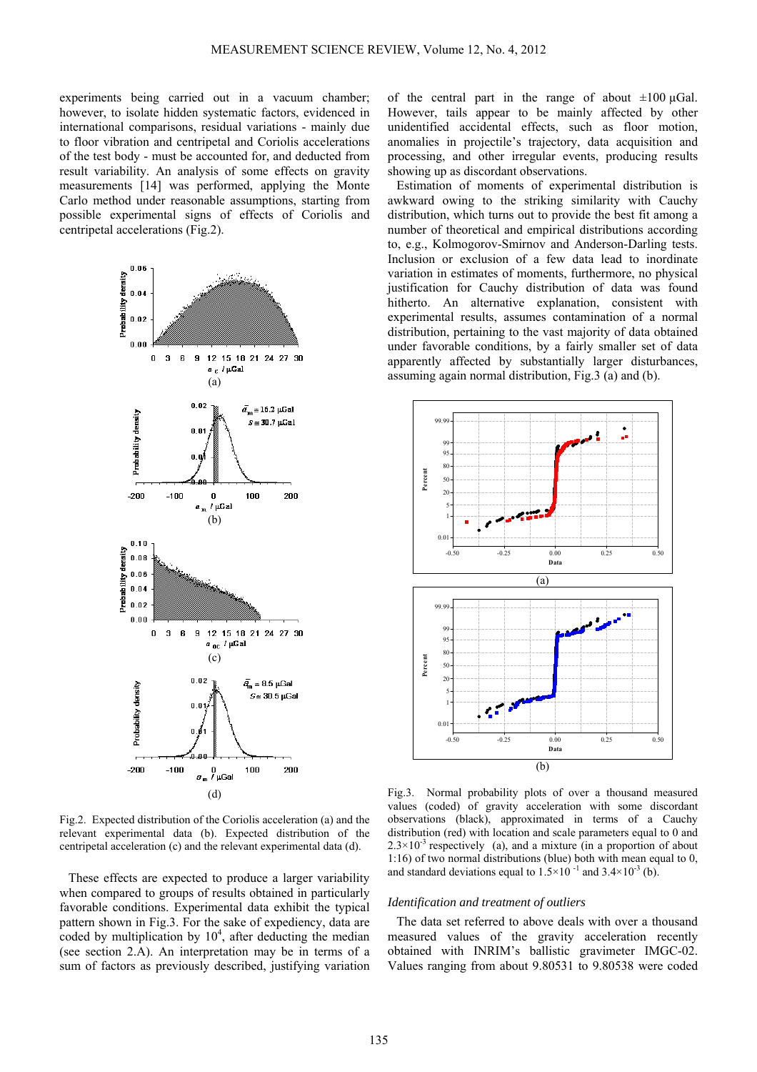experiments being carried out in a vacuum chamber; however, to isolate hidden systematic factors, evidenced in international comparisons, residual variations - mainly due to floor vibration and centripetal and Coriolis accelerations of the test body - must be accounted for, and deducted from result variability. An analysis of some effects on gravity measurements [14] was performed, applying the Monte Carlo method under reasonable assumptions, starting from possible experimental signs of effects of Coriolis and centripetal accelerations (Fig.2).

Fig.2. Expected distribution of the Coriolis acceleration (a) and the relevant experimental data (b). Expected distribution of the centripetal acceleration (c) and the relevant experimental data (d).

These effects are expected to produce a larger variability when compared to groups of results obtained in particularly favorable conditions. Experimental data exhibit the typical pattern shown in Fig.3. For the sake of expediency, data are coded by multiplication by $10^4$, after deducting the median (see section 2.A). An interpretation may be in terms of a sum of factors as previously described, justifying variation of the central part in the range of about ±100 μGal. However, tails appear to be mainly affected by other unidentified accidental effects, such as floor motion, anomalies in projectile's trajectory, data acquisition and processing, and other irregular events, producing results showing up as discordant observations.

Estimation of moments of experimental distribution is awkward owing to the striking similarity with Cauchy distribution, which turns out to provide the best fit among a number of theoretical and empirical distributions according to, e.g., Kolmogorov-Smirnov and Anderson-Darling tests. Inclusion or exclusion of a few data lead to inordinate variation in estimates of moments, furthermore, no physical justification for Cauchy distribution of data was found hitherto. An alternative explanation, consistent with experimental results, assumes contamination of a normal distribution, pertaining to the vast majority of data obtained under favorable conditions, by a fairly smaller set of data apparently affected by substantially larger disturbances, assuming again normal distribution, Fig.3 (a) and (b).

Fig.3. Normal probability plots of over a thousand measured values (coded) of gravity acceleration with some discordant observations (black), approximated in terms of a Cauchy distribution (red) with location and scale parameters equal to 0 and $2.3\times10^{-3}$ respectively (a), and a mixture (in a proportion of about 1:16) of two normal distributions (blue) both with mean equal to 0, and standard deviations equal to $1.5\times10^{-1}$ and $3.4\times10^{-3}$ (b).

### *Identification and treatment of outliers*

The data set referred to above deals with over a thousand measured values of the gravity acceleration recently obtained with INRIM's ballistic gravimeter IMGC-02. Values ranging from about 9.80531 to 9.80538 were coded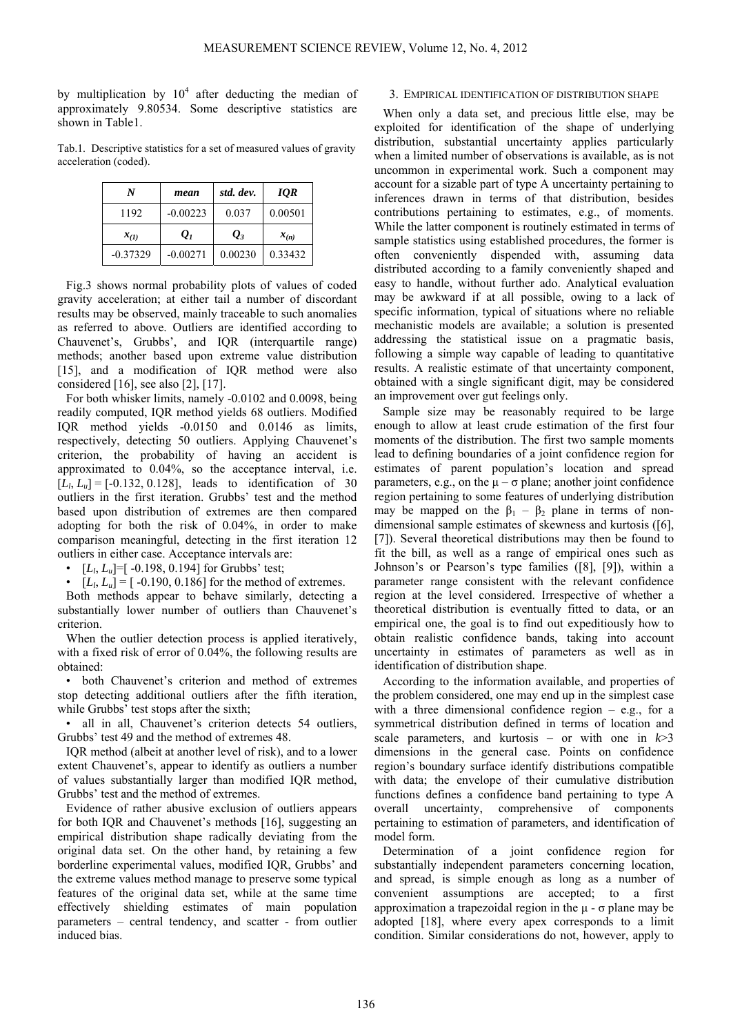by multiplication by $10^4$ after deducting the median of approximately 9.80534. Some descriptive statistics are shown in Table1.

Tab.1. Descriptive statistics for a set of measured values of gravity acceleration (coded).

| *N* | *mean* | *std. dev.* | *IQR* |
|---|---|---|---|
| 1192 | -0.00223 | 0.037 | 0.00501 |
| $x_{(1)}$ | $Q_1$ | $Q_3$ | $x_{(n)}$ |
| -0.37329 | -0.00271 | 0.00230 | 0.33432 |

Fig.3 shows normal probability plots of values of coded gravity acceleration; at either tail a number of discordant results may be observed, mainly traceable to such anomalies as referred to above. Outliers are identified according to Chauvenet's, Grubbs', and IQR (interquartile range) methods; another based upon extreme value distribution [15], and a modification of IQR method were also considered [16], see also [2], [17].

For both whisker limits, namely -0.0102 and 0.0098, being readily computed, IQR method yields 68 outliers. Modified IQR method yields -0.0150 and 0.0146 as limits, respectively, detecting 50 outliers. Applying Chauvenet's criterion, the probability of having an accident is approximated to 0.04%, so the acceptance interval, i.e. $[L_l, L_u]$ = [-0.132, 0.128], leads to identification of 30 outliers in the first iteration. Grubbs' test and the method based upon distribution of extremes are then compared adopting for both the risk of 0.04%, in order to make comparison meaningful, detecting in the first iteration 12 outliers in either case. Acceptance intervals are:

- $[L_l, L_u]$=[ -0.198, 0.194] for Grubbs' test;
- $[L_l, L_u]$ = [ -0.190, 0.186] for the method of extremes.

Both methods appear to behave similarly, detecting a substantially lower number of outliers than Chauvenet's criterion.

When the outlier detection process is applied iteratively, with a fixed risk of error of 0.04%, the following results are obtained:

- both Chauvenet's criterion and method of extremes stop detecting additional outliers after the fifth iteration, while Grubbs' test stops after the sixth;
- all in all, Chauvenet's criterion detects 54 outliers, Grubbs' test 49 and the method of extremes 48.

IQR method (albeit at another level of risk), and to a lower extent Chauvenet's, appear to identify as outliers a number of values substantially larger than modified IQR method, Grubbs' test and the method of extremes.

Evidence of rather abusive exclusion of outliers appears for both IQR and Chauvenet's methods [16], suggesting an empirical distribution shape radically deviating from the original data set. On the other hand, by retaining a few borderline experimental values, modified IQR, Grubbs' and the extreme values method manage to preserve some typical features of the original data set, while at the same time effectively shielding estimates of main population parameters – central tendency, and scatter - from outlier induced bias.

## 3. Empirical identification of distribution shape

When only a data set, and precious little else, may be exploited for identification of the shape of underlying distribution, substantial uncertainty applies particularly when a limited number of observations is available, as is not uncommon in experimental work. Such a component may account for a sizable part of type A uncertainty pertaining to inferences drawn in terms of that distribution, besides contributions pertaining to estimates, e.g., of moments. While the latter component is routinely estimated in terms of sample statistics using established procedures, the former is often conveniently dispended with, assuming data distributed according to a family conveniently shaped and easy to handle, without further ado. Analytical evaluation may be awkward if at all possible, owing to a lack of specific information, typical of situations where no reliable mechanistic models are available; a solution is presented addressing the statistical issue on a pragmatic basis, following a simple way capable of leading to quantitative results. A realistic estimate of that uncertainty component, obtained with a single significant digit, may be considered an improvement over gut feelings only.

Sample size may be reasonably required to be large enough to allow at least crude estimation of the first four moments of the distribution. The first two sample moments lead to defining boundaries of a joint confidence region for estimates of parent population's location and spread parameters, e.g., on the $\mu - \sigma$ plane; another joint confidence region pertaining to some features of underlying distribution may be mapped on the $\beta_1 - \beta_2$ plane in terms of non-dimensional sample estimates of skewness and kurtosis ([6], [7]). Several theoretical distributions may then be found to fit the bill, as well as a range of empirical ones such as Johnson's or Pearson's type families ([8], [9]), within a parameter range consistent with the relevant confidence region at the level considered. Irrespective of whether a theoretical distribution is eventually fitted to data, or an empirical one, the goal is to find out expeditiously how to obtain realistic confidence bands, taking into account uncertainty in estimates of parameters as well as in identification of distribution shape.

According to the information available, and properties of the problem considered, one may end up in the simplest case with a three dimensional confidence region – e.g., for a symmetrical distribution defined in terms of location and scale parameters, and kurtosis – or with one in $k$>3 dimensions in the general case. Points on confidence region's boundary surface identify distributions compatible with data; the envelope of their cumulative distribution functions defines a confidence band pertaining to type A overall uncertainty, comprehensive of components pertaining to estimation of parameters, and identification of model form.

Determination of a joint confidence region for substantially independent parameters concerning location, and spread, is simple enough as long as a number of convenient assumptions are accepted; to a first approximation a trapezoidal region in the $\mu$ - $\sigma$ plane may be adopted [18], where every apex corresponds to a limit condition. Similar considerations do not, however, apply to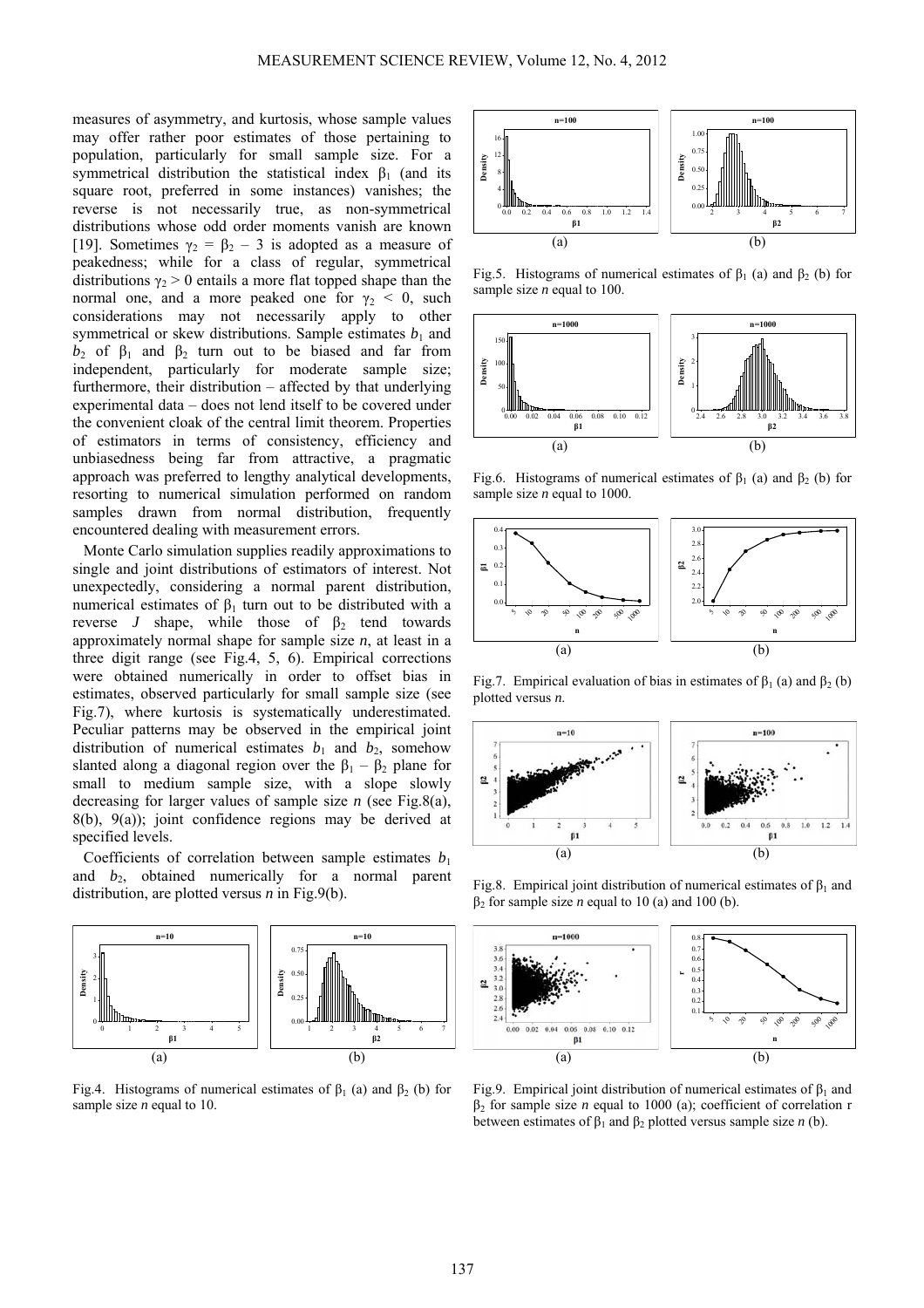measures of asymmetry, and kurtosis, whose sample values may offer rather poor estimates of those pertaining to population, particularly for small sample size. For a symmetrical distribution the statistical index $\beta_1$ (and its square root, preferred in some instances) vanishes; the reverse is not necessarily true, as non-symmetrical distributions whose odd order moments vanish are known [19]. Sometimes $\gamma_2 = \beta_2 - 3$ is adopted as a measure of peakedness; while for a class of regular, symmetrical distributions $\gamma_2 > 0$ entails a more flat topped shape than the normal one, and a more peaked one for $\gamma_2 < 0$, such considerations may not necessarily apply to other symmetrical or skew distributions. Sample estimates $b_1$ and $b_2$ of $\beta_1$ and $\beta_2$ turn out to be biased and far from independent, particularly for moderate sample size; furthermore, their distribution – affected by that underlying experimental data – does not lend itself to be covered under the convenient cloak of the central limit theorem. Properties of estimators in terms of consistency, efficiency and unbiasedness being far from attractive, a pragmatic approach was preferred to lengthy analytical developments, resorting to numerical simulation performed on random samples drawn from normal distribution, frequently encountered dealing with measurement errors.

Monte Carlo simulation supplies readily approximations to single and joint distributions of estimators of interest. Not unexpectedly, considering a normal parent distribution, numerical estimates of $\beta_1$ turn out to be distributed with a reverse *J* shape, while those of $\beta_2$ tend towards approximately normal shape for sample size *n*, at least in a three digit range (see Fig.4, 5, 6). Empirical corrections were obtained numerically in order to offset bias in estimates, observed particularly for small sample size (see Fig.7), where kurtosis is systematically underestimated. Peculiar patterns may be observed in the empirical joint distribution of numerical estimates $b_1$ and $b_2$, somehow slanted along a diagonal region over the $\beta_1 - \beta_2$ plane for small to medium sample size, with a slope slowly decreasing for larger values of sample size *n* (see Fig.8(a), 8(b), 9(a)); joint confidence regions may be derived at specified levels.

Coefficients of correlation between sample estimates $b_1$ and $b_2$, obtained numerically for a normal parent distribution, are plotted versus *n* in Fig.9(b).

Fig.4. Histograms of numerical estimates of $\beta_1$ (a) and $\beta_2$ (b) for sample size *n* equal to 10.

Fig.5. Histograms of numerical estimates of $\beta_1$ (a) and $\beta_2$ (b) for sample size *n* equal to 100.

Fig.6. Histograms of numerical estimates of $\beta_1$ (a) and $\beta_2$ (b) for sample size *n* equal to 1000.

Fig.7. Empirical evaluation of bias in estimates of $\beta_1$ (a) and $\beta_2$ (b) plotted versus *n*.

Fig.8. Empirical joint distribution of numerical estimates of $\beta_1$ and $\beta_2$ for sample size *n* equal to 10 (a) and 100 (b).

Fig.9. Empirical joint distribution of numerical estimates of $\beta_1$ and $\beta_2$ for sample size *n* equal to 1000 (a); coefficient of correlation r between estimates of $\beta_1$ and $\beta_2$ plotted versus sample size *n* (b).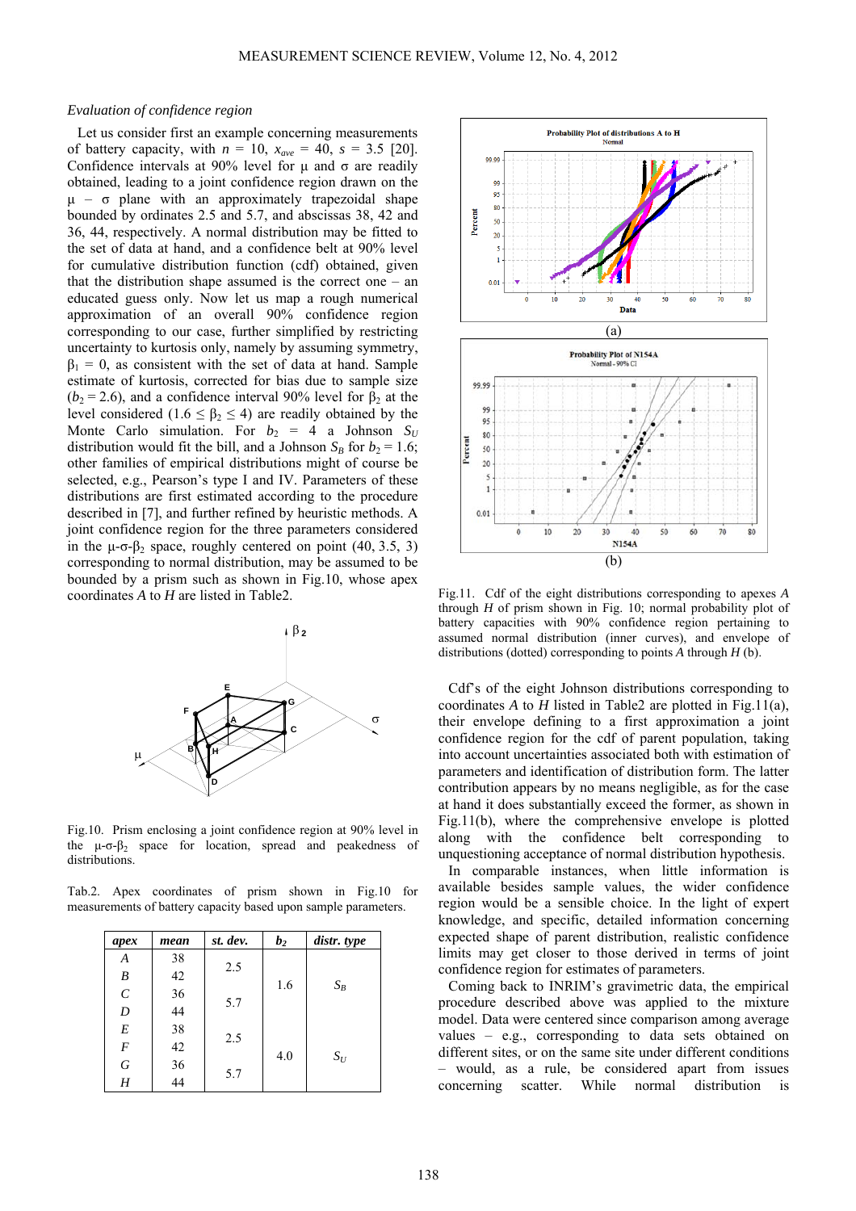### *Evaluation of confidence region*

Let us consider first an example concerning measurements of battery capacity, with $n$ = 10, $x_{ave}$ = 40, $s$ = 3.5 [20]. Confidence intervals at 90% level for μ and σ are readily obtained, leading to a joint confidence region drawn on the μ – σ plane with an approximately trapezoidal shape bounded by ordinates 2.5 and 5.7, and abscissas 38, 42 and 36, 44, respectively. A normal distribution may be fitted to the set of data at hand, and a confidence belt at 90% level for cumulative distribution function (cdf) obtained, given that the distribution shape assumed is the correct one – an educated guess only. Now let us map a rough numerical approximation of an overall 90% confidence region corresponding to our case, further simplified by restricting uncertainty to kurtosis only, namely by assuming symmetry, $\beta_1$ = 0, as consistent with the set of data at hand. Sample estimate of kurtosis, corrected for bias due to sample size ($b_2$ = 2.6), and a confidence interval 90% level for $\beta_2$ at the level considered ($1.6 \leq \beta_2 \leq 4$) are readily obtained by the Monte Carlo simulation. For $b_2$ = 4 a Johnson $S_U$ distribution would fit the bill, and a Johnson $S_B$ for $b_2$ = 1.6; other families of empirical distributions might of course be selected, e.g., Pearson's type I and IV. Parameters of these distributions are first estimated according to the procedure described in [7], and further refined by heuristic methods. A joint confidence region for the three parameters considered in the μ-σ-$\beta_2$ space, roughly centered on point (40, 3.5, 3) corresponding to normal distribution, may be assumed to be bounded by a prism such as shown in Fig.10, whose apex coordinates *A* to *H* are listed in Table2.

Fig.10. Prism enclosing a joint confidence region at 90% level in the μ-σ-$\beta_2$ space for location, spread and peakedness of distributions.

Tab.2. Apex coordinates of prism shown in Fig.10 for measurements of battery capacity based upon sample parameters.

| apex | mean | st. dev. | $b_2$ | distr. type |
|---|---|---|---|---|
| *A* | 38 | 2.5 | 1.6 | $S_B$ |
| *B* | 42 | | | |
| *C* | 36 | 5.7 | | |
| *D* | 44 | | | |
| *E* | 38 | 2.5 | 4.0 | $S_U$ |
| *F* | 42 | | | |
| *G* | 36 | 5.7 | | |
| *H* | 44 | | | |

Fig.11. Cdf of the eight distributions corresponding to apexes *A* through *H* of prism shown in Fig. 10; normal probability plot of battery capacities with 90% confidence region pertaining to assumed normal distribution (inner curves), and envelope of distributions (dotted) corresponding to points *A* through *H* (b).

Cdf's of the eight Johnson distributions corresponding to coordinates *A* to *H* listed in Table2 are plotted in Fig.11(a), their envelope defining to a first approximation a joint confidence region for the cdf of parent population, taking into account uncertainties associated both with estimation of parameters and identification of distribution form. The latter contribution appears by no means negligible, as for the case at hand it does substantially exceed the former, as shown in Fig.11(b), where the comprehensive envelope is plotted along with the confidence belt corresponding to unquestioning acceptance of normal distribution hypothesis.

In comparable instances, when little information is available besides sample values, the wider confidence region would be a sensible choice. In the light of expert knowledge, and specific, detailed information concerning expected shape of parent distribution, realistic confidence limits may get closer to those derived in terms of joint confidence region for estimates of parameters.

Coming back to INRIM's gravimetric data, the empirical procedure described above was applied to the mixture model. Data were centered since comparison among average values – e.g., corresponding to data sets obtained on different sites, or on the same site under different conditions – would, as a rule, be considered apart from issues concerning scatter. While normal distribution is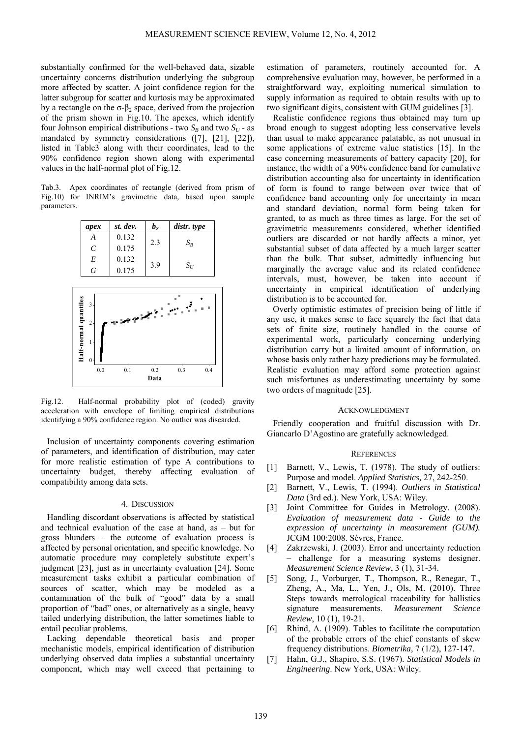substantially confirmed for the well-behaved data, sizable uncertainty concerns distribution underlying the subgroup more affected by scatter. A joint confidence region for the latter subgroup for scatter and kurtosis may be approximated by a rectangle on the $\sigma$-$\beta_2$ space, derived from the projection of the prism shown in Fig.10. The apexes, which identify four Johnson empirical distributions - two $S_B$ and two $S_U$ - as mandated by symmetry considerations ([7], [21], [22]), listed in Table3 along with their coordinates, lead to the 90% confidence region shown along with experimental values in the half-normal plot of Fig.12.

Tab.3. Apex coordinates of rectangle (derived from prism of Fig.10) for INRIM's gravimetric data, based upon sample parameters.

| *apex* | *st. dev.* | $b_2$ | *distr. type* |
|---|---|---|---|
| *A* | 0.132 | 2.3 | $S_B$ |
| *C* | 0.175 | | |
| *E* | 0.132 | 3.9 | $S_U$ |
| *G* | 0.175 | | |

Fig.12. Half-normal probability plot of (coded) gravity acceleration with envelope of limiting empirical distributions identifying a 90% confidence region. No outlier was discarded.

Inclusion of uncertainty components covering estimation of parameters, and identification of distribution, may cater for more realistic estimation of type A contributions to uncertainty budget, thereby affecting evaluation of compatibility among data sets.

## 4. DISCUSSION

Handling discordant observations is affected by statistical and technical evaluation of the case at hand, as – but for gross blunders – the outcome of evaluation process is affected by personal orientation, and specific knowledge. No automatic procedure may completely substitute expert's judgment [23], just as in uncertainty evaluation [24]. Some measurement tasks exhibit a particular combination of sources of scatter, which may be modeled as a contamination of the bulk of "good" data by a small proportion of "bad" ones, or alternatively as a single, heavy tailed underlying distribution, the latter sometimes liable to entail peculiar problems.

Lacking dependable theoretical basis and proper mechanistic models, empirical identification of distribution underlying observed data implies a substantial uncertainty component, which may well exceed that pertaining to estimation of parameters, routinely accounted for. A comprehensive evaluation may, however, be performed in a straightforward way, exploiting numerical simulation to supply information as required to obtain results with up to two significant digits, consistent with GUM guidelines [3].

Realistic confidence regions thus obtained may turn up broad enough to suggest adopting less conservative levels than usual to make appearance palatable, as not unusual in some applications of extreme value statistics [15]. In the case concerning measurements of battery capacity [20], for instance, the width of a 90% confidence band for cumulative distribution accounting also for uncertainty in identification of form is found to range between over twice that of confidence band accounting only for uncertainty in mean and standard deviation, normal form being taken for granted, to as much as three times as large. For the set of gravimetric measurements considered, whether identified outliers are discarded or not hardly affects a minor, yet substantial subset of data affected by a much larger scatter than the bulk. That subset, admittedly influencing but marginally the average value and its related confidence intervals, must, however, be taken into account if uncertainty in empirical identification of underlying distribution is to be accounted for.

Overly optimistic estimates of precision being of little if any use, it makes sense to face squarely the fact that data sets of finite size, routinely handled in the course of experimental work, particularly concerning underlying distribution carry but a limited amount of information, on whose basis only rather hazy predictions may be formulated. Realistic evaluation may afford some protection against such misfortunes as underestimating uncertainty by some two orders of magnitude [25].

## ACKNOWLEDGMENT

Friendly cooperation and fruitful discussion with Dr. Giancarlo D'Agostino are gratefully acknowledged.

## REFERENCES

[1] Barnett, V., Lewis, T. (1978). The study of outliers: Purpose and model. *Applied Statistics,* 27, 242-250.

[2] Barnett, V., Lewis, T. (1994). *Outliers in Statistical Data* (3rd ed.). New York, USA: Wiley.

[3] Joint Committee for Guides in Metrology. (2008). *Evaluation of measurement data - Guide to the expression of uncertainty in measurement (GUM).* JCGM 100:2008. Sèvres, France.

[4] Zakrzewski, J. (2003). Error and uncertainty reduction – challenge for a measuring systems designer. *Measurement Science Review*, 3 (1), 31-34.

[5] Song, J., Vorburger, T., Thompson, R., Renegar, T., Zheng, A., Ma, L., Yen, J., Ols, M. (2010). Three Steps towards metrological traceability for ballistics signature measurements. *Measurement Science Review*, 10 (1), 19-21.

[6] Rhind, A. (1909). Tables to facilitate the computation of the probable errors of the chief constants of skew frequency distributions. *Biometrika,* 7 (1/2), 127-147.

[7] Hahn, G.J., Shapiro, S.S. (1967). *Statistical Models in Engineering*. New York, USA: Wiley.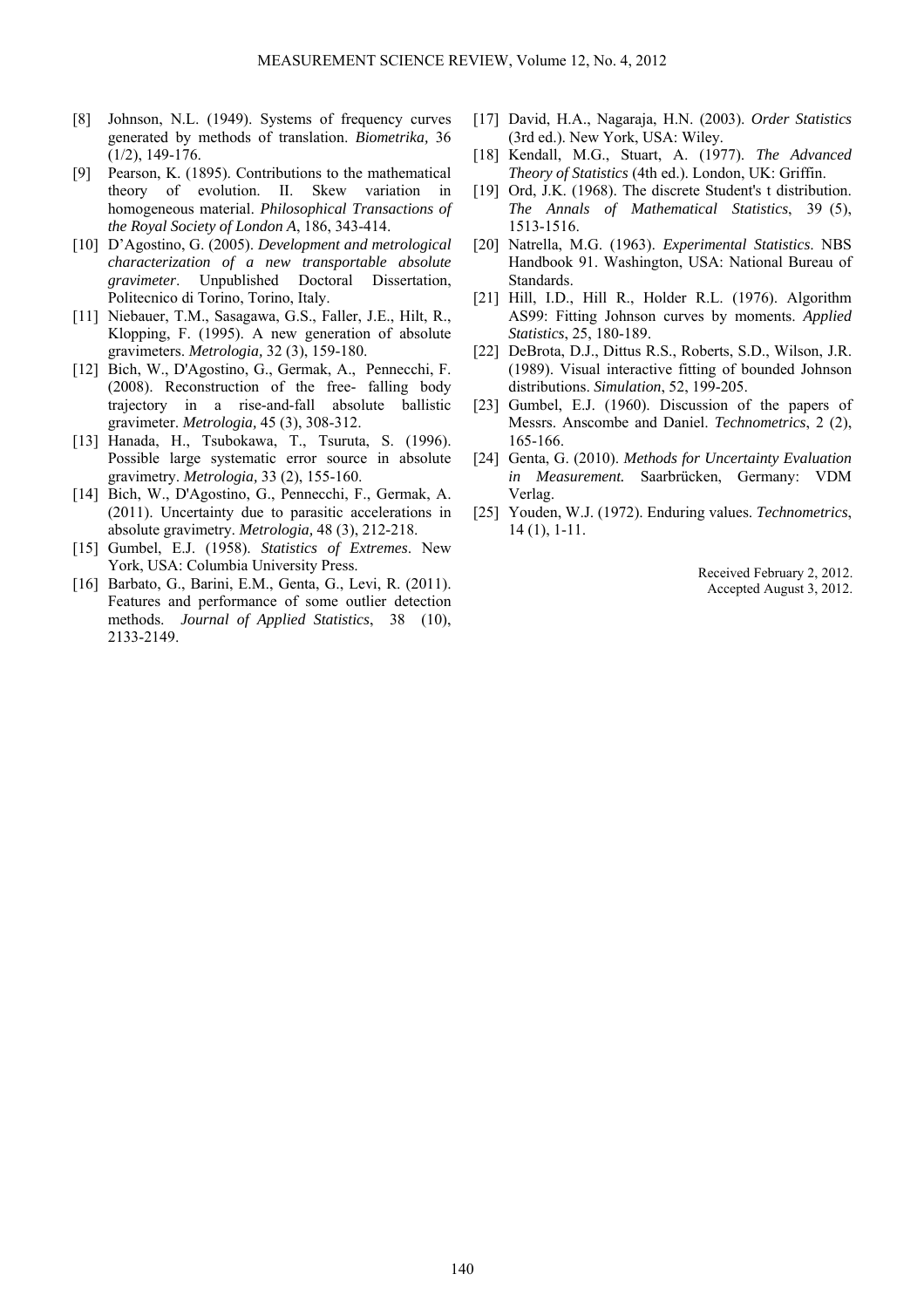[8] Johnson, N.L. (1949). Systems of frequency curves generated by methods of translation. *Biometrika,* 36 (1/2), 149-176.

[9] Pearson, K. (1895). Contributions to the mathematical theory of evolution. II. Skew variation in homogeneous material. *Philosophical Transactions of the Royal Society of London A*, 186, 343-414.

[10] D'Agostino, G. (2005). *Development and metrological characterization of a new transportable absolute gravimeter*. Unpublished Doctoral Dissertation, Politecnico di Torino, Torino, Italy.

[11] Niebauer, T.M., Sasagawa, G.S., Faller, J.E., Hilt, R., Klopping, F. (1995). A new generation of absolute gravimeters. *Metrologia,* 32 (3), 159-180.

[12] Bich, W., D'Agostino, G., Germak, A., Pennecchi, F. (2008). Reconstruction of the free- falling body trajectory in a rise-and-fall absolute ballistic gravimeter. *Metrologia,* 45 (3), 308-312.

[13] Hanada, H., Tsubokawa, T., Tsuruta, S. (1996). Possible large systematic error source in absolute gravimetry. *Metrologia,* 33 (2), 155-160.

[14] Bich, W., D'Agostino, G., Pennecchi, F., Germak, A. (2011). Uncertainty due to parasitic accelerations in absolute gravimetry. *Metrologia,* 48 (3), 212-218.

[15] Gumbel, E.J. (1958). *Statistics of Extremes*. New York, USA: Columbia University Press.

[16] Barbato, G., Barini, E.M., Genta, G., Levi, R. (2011). Features and performance of some outlier detection methods. *Journal of Applied Statistics*, 38 (10), 2133-2149.

[17] David, H.A., Nagaraja, H.N. (2003). *Order Statistics* (3rd ed.). New York, USA: Wiley.

[18] Kendall, M.G., Stuart, A. (1977). *The Advanced Theory of Statistics* (4th ed.). London, UK: Griffin.

[19] Ord, J.K. (1968). The discrete Student's t distribution. *The Annals of Mathematical Statistics*, 39 (5), 1513-1516.

[20] Natrella, M.G. (1963). *Experimental Statistics*. NBS Handbook 91. Washington, USA: National Bureau of Standards.

[21] Hill, I.D., Hill R., Holder R.L. (1976). Algorithm AS99: Fitting Johnson curves by moments. *Applied Statistics*, 25, 180-189.

[22] DeBrota, D.J., Dittus R.S., Roberts, S.D., Wilson, J.R. (1989). Visual interactive fitting of bounded Johnson distributions. *Simulation*, 52, 199-205.

[23] Gumbel, E.J. (1960). Discussion of the papers of Messrs. Anscombe and Daniel. *Technometrics*, 2 (2), 165-166.

[24] Genta, G. (2010). *Methods for Uncertainty Evaluation in Measurement.* Saarbrücken, Germany: VDM Verlag.

[25] Youden, W.J. (1972). Enduring values. *Technometrics*, 14 (1), 1-11.

Received February 2, 2012.
Accepted August 3, 2012.